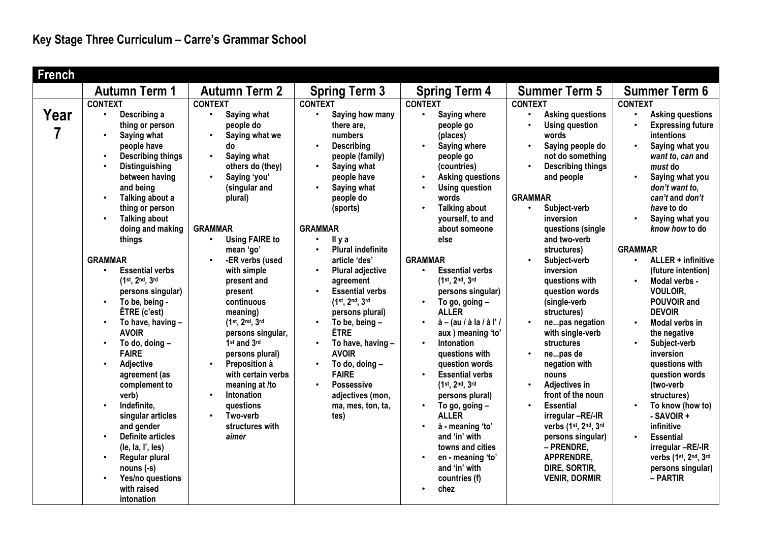# Key Stage Three Curriculum – Carre's Grammar School

## French

| | Autumn Term 1 | Autumn Term 2 | Spring Term 3 | Spring Term 4 | Summer Term 5 | Summer Term 6 |
|---|---|---|---|---|---|---|
| **Year 7** | **CONTEXT**<br>• **Describing a thing or person**<br>• **Saying what people have**<br>• **Describing things**<br>• **Distinguishing between having and being**<br>• **Talking about a thing or person**<br>• **Talking about doing and making things**<br><br>**GRAMMAR**<br>• **Essential verbs (1st, 2nd, 3rd persons singular)**<br>• **To be, being - ÊTRE (c'est)**<br>• **To have, having – AVOIR**<br>• **To do, doing – FAIRE**<br>• **Adjective agreement (as complement to verb)**<br>• **Indefinite, singular articles and gender**<br>• **Definite articles (le, la, l', les)**<br>• **Regular plural nouns (-s)**<br>• **Yes/no questions with raised intonation** | **CONTEXT**<br>• **Saying what people do**<br>• **Saying what we do**<br>• **Saying what others do (they)**<br>• **Saying 'you' (singular and plural)**<br><br>**GRAMMAR**<br>• **Using FAIRE to mean 'go'**<br>• **-ER verbs (used with simple present and present continuous meaning) (1st, 2nd, 3rd persons singular, 1st and 3rd persons plural)**<br>• **Preposition à with certain verbs meaning at /to**<br>• **Intonation questions**<br>• **Two-verb structures with *aimer*** | **CONTEXT**<br>• **Saying how many there are, numbers**<br>• **Describing people (family)**<br>• **Saying what people have**<br>• **Saying what people do (sports)**<br><br>**GRAMMAR**<br>• **Il y a**<br>• **Plural indefinite article 'des'**<br>• **Plural adjective agreement**<br>• **Essential verbs (1st, 2nd, 3rd persons plural)**<br>• **To be, being – ÊTRE**<br>• **To have, having – AVOIR**<br>• **To do, doing – FAIRE**<br>• **Possessive adjectives (mon, ma, mes, ton, ta, tes)** | **CONTEXT**<br>• **Saying where people go (places)**<br>• **Saying where people go (countries)**<br>• **Asking questions**<br>• **Using question words**<br>• **Talking about yourself, to and about someone else**<br><br>**GRAMMAR**<br>• **Essential verbs (1st, 2nd, 3rd persons singular)**<br>• **To go, going – ALLER**<br>• **à – (au / à la / à l' / aux ) meaning 'to'**<br>• **Intonation questions with question words**<br>• **Essential verbs (1st, 2nd, 3rd persons plural)**<br>• **To go, going – ALLER**<br>• **à - meaning 'to' and 'in' with towns and cities**<br>• **en - meaning 'to' and 'in' with countries (f)**<br>• **chez** | **CONTEXT**<br>• **Asking questions**<br>• **Using question words**<br>• **Saying people do not do something**<br>• **Describing things and people**<br><br>**GRAMMAR**<br>• **Subject-verb inversion questions (single and two-verb structures)**<br>• **Subject-verb inversion questions with question words (single-verb structures)**<br>• **ne...pas negation with single-verb structures**<br>• **ne...pas de negation with nouns**<br>• **Adjectives in front of the noun**<br>• **Essential irregular –RE/-IR verbs (1st, 2nd, 3rd persons singular) – PRENDRE, APPRENDRE, DIRE, SORTIR, VENIR, DORMIR** | **CONTEXT**<br>• **Asking questions**<br>• **Expressing future intentions**<br>• **Saying what you *want to*, *can* and *must* do**<br>• **Saying what you *don't want to*, *can't* and *don't have* to do**<br>• **Saying what you *know how* to do**<br><br>**GRAMMAR**<br>• **ALLER + infinitive (future intention)**<br>• **Modal verbs - VOULOIR, POUVOIR and DEVOIR**<br>• **Modal verbs in the negative**<br>• **Subject-verb inversion questions with question words (two-verb structures)**<br>• **To know (how to) - SAVOIR + infinitive**<br>• **Essential irregular –RE/-IR verbs (1st, 2nd, 3rd persons singular) – PARTIR** |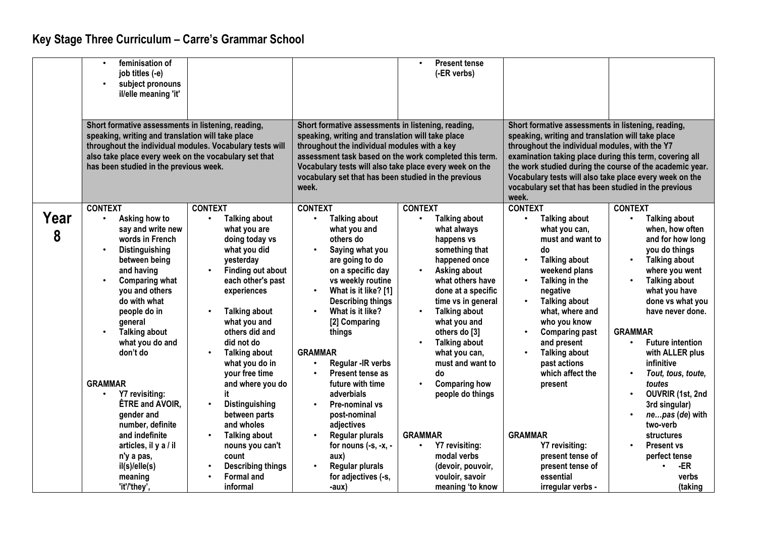# Key Stage Three Curriculum – Carre's Grammar School

| | | | | | | |
|---|---|---|---|---|---|---|
| | • feminisation of job titles (-e)<br>• subject pronouns il/elle meaning 'it' | | | • Present tense (-ER verbs) | | |
| | Short formative assessments in listening, reading, speaking, writing and translation will take place throughout the individual modules. Vocabulary tests will also take place every week on the vocabulary set that has been studied in the previous week. | | Short formative assessments in listening, reading, speaking, writing and translation will take place throughout the individual modules with a key assessment task based on the work completed this term. Vocabulary tests will also take place every week on the vocabulary set that has been studied in the previous week. | | Short formative assessments in listening, reading, speaking, writing and translation will take place throughout the individual modules, with the Y7 examination taking place during this term, covering all the work studied during the course of the academic year. Vocabulary tests will also take place every week on the vocabulary set that has been studied in the previous week. | |
| **Year 8** | **CONTEXT**<br>• Asking how to say and write new words in French<br>• Distinguishing between being and having<br>• Comparing what you and others do with what people do in general<br>• Talking about what you do and don't do<br><br>**GRAMMAR**<br>• Y7 revisiting: ÊTRE and AVOIR, gender and number, definite and indefinite articles, il y a / il n'y a pas, il(s)/elle(s) meaning 'it'/'they', | **CONTEXT**<br>• Talking about what you are doing today vs what you did yesterday<br>• Finding out about each other's past experiences<br><br>• Talking about what you and others did and did not do<br>• Talking about what you do in your free time and where you do it<br>• Distinguishing between parts and wholes<br>• Talking about nouns you can't count<br>• Describing things<br>• Formal and informal | **CONTEXT**<br>• Talking about what you and others do<br>• Saying what you are going to do on a specific day vs weekly routine<br>• What is it like? [1] Describing things<br>• What is it like? [2] Comparing things<br><br>**GRAMMAR**<br>• Regular -IR verbs<br>• Present tense as future with time adverbials<br>• Pre-nominal vs post-nominal adjectives<br>• Regular plurals for nouns (-s, -x, -aux)<br>• Regular plurals for adjectives (-s, -aux) | **CONTEXT**<br>• Talking about what always happens vs something that happened once<br>• Asking about what others have done at a specific time vs in general<br>• Talking about what you and others do [3]<br>• Talking about what you can, must and want to do<br>• Comparing how people do things<br><br>**GRAMMAR**<br>• Y7 revisiting: modal verbs (devoir, pouvoir, vouloir, savoir meaning 'to know | **CONTEXT**<br>• Talking about what you can, must and want to do<br>• Talking about weekend plans<br>• Talking in the negative<br>• Talking about what, where and who you know<br>• Comparing past and present<br>• Talking about past actions which affect the present<br><br>**GRAMMAR**<br>Y7 revisiting: present tense of present tense of essential irregular verbs - | **CONTEXT**<br>• Talking about when, how often and for how long you do things<br>• Talking about where you went<br>• Talking about what you have done vs what you have never done.<br><br>**GRAMMAR**<br>• Future intention with ALLER plus infinitive<br>• *Tout, tous, toute, toutes*<br>• OUVRIR (1st, 2nd 3rd singular)<br>• *ne…pas* (*de*) with two-verb structures<br>• Present vs perfect tense<br>&nbsp;&nbsp;• -ER verbs (taking |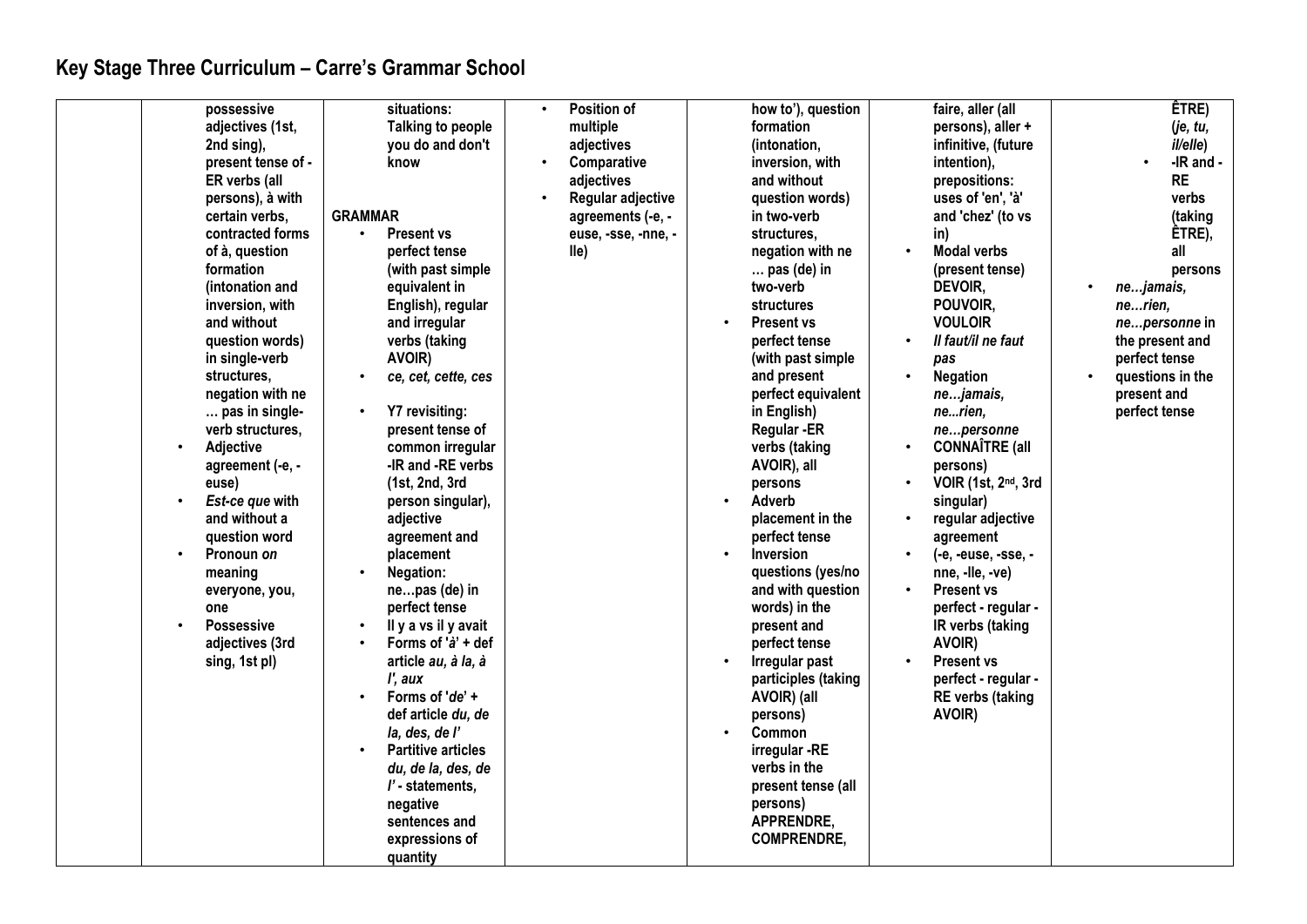# Key Stage Three Curriculum – Carre's Grammar School

| | | | | | | |
|---|---|---|---|---|---|---|
| | possessive adjectives (1st, 2nd sing), present tense of -ER verbs (all persons), à with certain verbs, contracted forms of à, question formation (intonation and inversion, with and without question words) in single-verb structures, negation with ne … pas in single-verb structures,<br>• Adjective agreement (-e, -euse)<br>• *Est-ce que* with and without a question word<br>• Pronoun *on* meaning everyone, you, one<br>• Possessive adjectives (3rd sing, 1st pl) | situations: Talking to people you do and don't know<br><br>**GRAMMAR**<br>• Present vs perfect tense (with past simple equivalent in English), regular and irregular verbs (taking AVOIR)<br>• *ce, cet, cette, ces*<br>• Y7 revisiting: present tense of common irregular -IR and -RE verbs (1st, 2nd, 3rd person singular), adjective agreement and placement<br>• Negation: ne…pas (de) in perfect tense<br>• Il y a vs il y avait<br>• Forms of 'à' + def article *au, à la, à l', aux*<br>• Forms of '*de*' + def article *du, de la, des, de l'*<br>• Partitive articles *du, de la, des, de l'* - statements, negative sentences and expressions of quantity | • Position of multiple adjectives<br>• Comparative adjectives<br>• Regular adjective agreements (-e, -euse, -sse, -nne, -lle) | how to'), question formation (intonation, inversion, with and without question words) in two-verb structures, negation with ne … pas (de) in two-verb structures<br>• Present vs perfect tense (with past simple and present perfect equivalent in English) Regular -ER verbs (taking AVOIR), all persons<br>• Adverb placement in the perfect tense<br>• Inversion questions (yes/no and with question words) in the present and perfect tense<br>• Irregular past participles (taking AVOIR) (all persons)<br>• Common irregular -RE verbs in the present tense (all persons) APPRENDRE, COMPRENDRE, | faire, aller (all persons), aller + infinitive, (future intention), prepositions: uses of 'en', 'à' and 'chez' (to vs in)<br>• Modal verbs (present tense) DEVOIR, POUVOIR, VOULOIR<br>• *Il faut/il ne faut pas*<br>• Negation *ne…jamais, ne...rien, ne…personne*<br>• CONNAÎTRE (all persons)<br>• VOIR (1st, 2nd, 3rd singular)<br>• regular adjective agreement<br>• (-e, -euse, -sse, -nne, -lle, -ve)<br>• Present vs perfect - regular -IR verbs (taking AVOIR)<br>• Present vs perfect - regular -RE verbs (taking AVOIR) | ÊTRE) (*je, tu, il/elle*)<br>• -IR and -RE verbs (taking ÊTRE), all persons<br>• *ne…jamais, ne…rien, ne…personne* in the present and perfect tense<br>• questions in the present and perfect tense |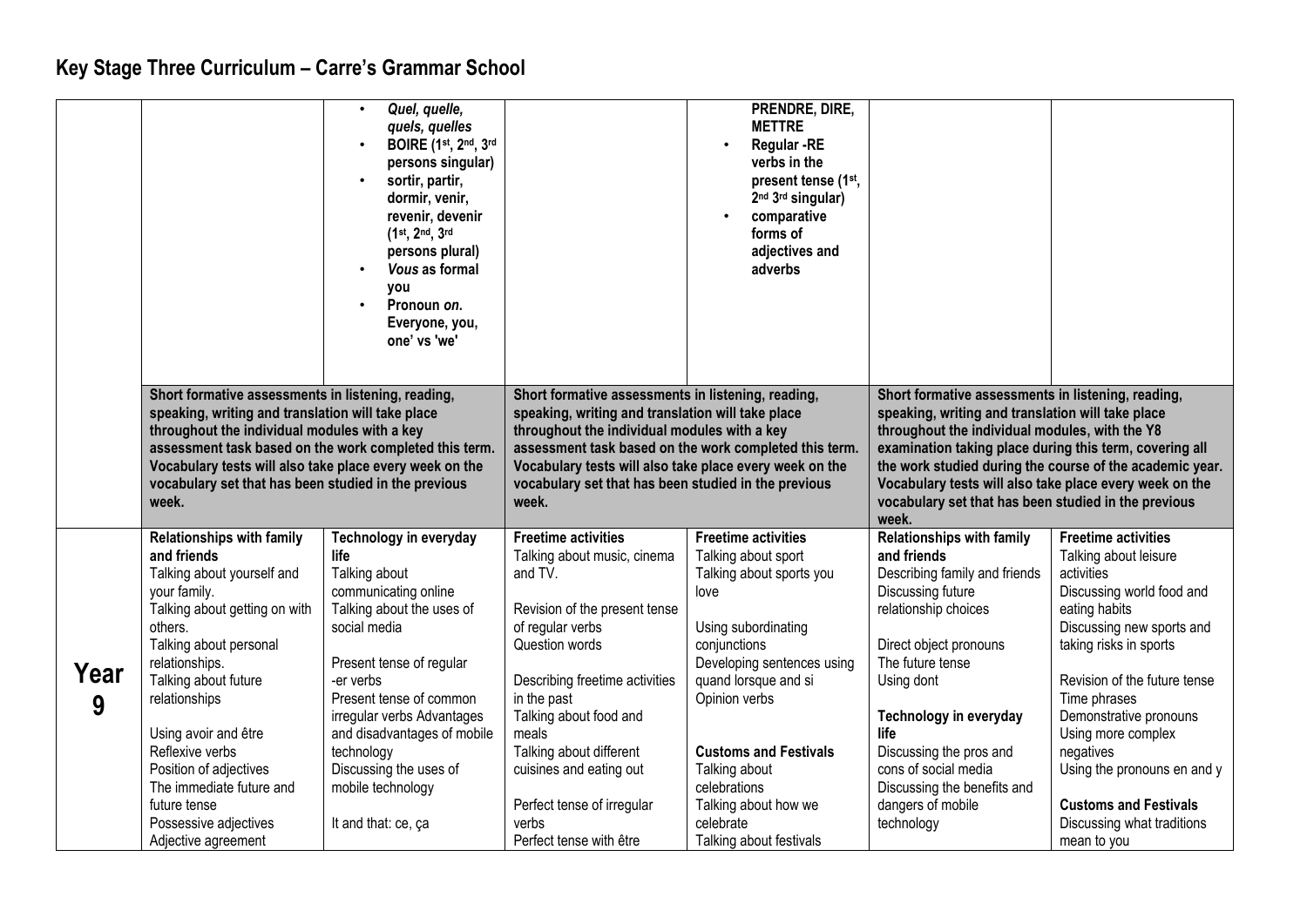# Key Stage Three Curriculum – Carre's Grammar School

| | | | | | | |
|---|---|---|---|---|---|---|
| | | • ***Quel, quelle, quels, quelles***<br>• **BOIRE (1st, 2nd, 3rd persons singular)**<br>• **sortir, partir, dormir, venir, revenir, devenir (1st, 2nd, 3rd persons plural)**<br>• ***Vous*** **as formal you**<br>• **Pronoun** ***on*****. Everyone, you, one' vs 'we'** | | **PRENDRE, DIRE, METTRE**<br>• **Regular -RE verbs in the present tense (1st, 2nd 3rd singular)**<br>• **comparative forms of adjectives and adverbs** | | |
| | **Short formative assessments in listening, reading, speaking, writing and translation will take place throughout the individual modules with a key assessment task based on the work completed this term. Vocabulary tests will also take place every week on the vocabulary set that has been studied in the previous week.** | | **Short formative assessments in listening, reading, speaking, writing and translation will take place throughout the individual modules with a key assessment task based on the work completed this term. Vocabulary tests will also take place every week on the vocabulary set that has been studied in the previous week.** | | **Short formative assessments in listening, reading, speaking, writing and translation will take place throughout the individual modules, with the Y8 examination taking place during this term, covering all the work studied during the course of the academic year. Vocabulary tests will also take place every week on the vocabulary set that has been studied in the previous week.** | |
| **Year 9** | **Relationships with family and friends**<br>Talking about yourself and your family.<br>Talking about getting on with others.<br>Talking about personal relationships.<br>Talking about future relationships<br><br>Using avoir and être<br>Reflexive verbs<br>Position of adjectives<br>The immediate future and future tense<br>Possessive adjectives<br>Adjective agreement | **Technology in everyday life**<br>Talking about communicating online<br>Talking about the uses of social media<br><br>Present tense of regular -er verbs<br>Present tense of common irregular verbs Advantages and disadvantages of mobile technology<br>Discussing the uses of mobile technology<br><br>It and that: ce, ça | **Freetime activities**<br>Talking about music, cinema and TV.<br><br>Revision of the present tense of regular verbs<br>Question words<br><br>Describing freetime activities in the past<br>Talking about food and meals<br>Talking about different cuisines and eating out<br><br>Perfect tense of irregular verbs<br>Perfect tense with être | **Freetime activities**<br>Talking about sport<br>Talking about sports you love<br><br>Using subordinating conjunctions<br>Developing sentences using quand lorsque and si<br>Opinion verbs<br><br>**Customs and Festivals**<br>Talking about celebrations<br>Talking about how we celebrate<br>Talking about festivals | **Relationships with family and friends**<br>Describing family and friends<br>Discussing future relationship choices<br><br>Direct object pronouns<br>The future tense<br>Using dont<br><br>**Technology in everyday life**<br>Discussing the pros and cons of social media<br>Discussing the benefits and dangers of mobile technology | **Freetime activities**<br>Talking about leisure activities<br>Discussing world food and eating habits<br>Discussing new sports and taking risks in sports<br><br>Revision of the future tense<br>Time phrases<br>Demonstrative pronouns<br>Using more complex negatives<br>Using the pronouns en and y<br><br>**Customs and Festivals**<br>Discussing what traditions mean to you |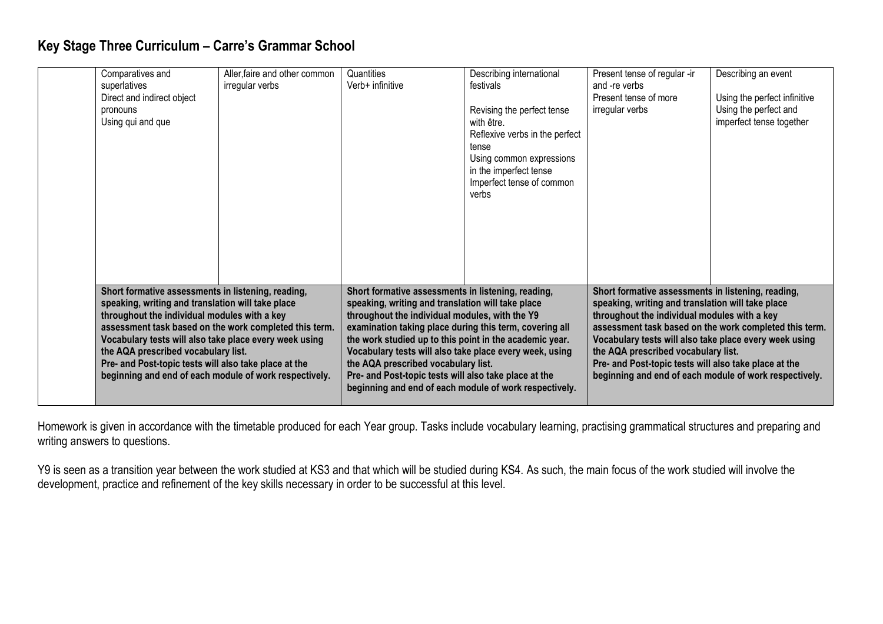# Key Stage Three Curriculum – Carre's Grammar School

| | | | | | | |
|---|---|---|---|---|---|---|
| | Comparatives and superlatives<br>Direct and indirect object pronouns<br>Using qui and que | Aller,faire and other common irregular verbs | Quantities<br>Verb+ infinitive | Describing international festivals<br><br>Revising the perfect tense with être.<br>Reflexive verbs in the perfect tense<br>Using common expressions in the imperfect tense<br>Imperfect tense of common verbs | Present tense of regular -ir and -re verbs<br>Present tense of more irregular verbs | Describing an event<br><br>Using the perfect infinitive<br>Using the perfect and imperfect tense together |
| | **Short formative assessments in listening, reading, speaking, writing and translation will take place throughout the individual modules with a key assessment task based on the work completed this term. Vocabulary tests will also take place every week using the AQA prescribed vocabulary list.<br>Pre- and Post-topic tests will also take place at the beginning and end of each module of work respectively.** | | **Short formative assessments in listening, reading, speaking, writing and translation will take place throughout the individual modules, with the Y9 examination taking place during this term, covering all the work studied up to this point in the academic year. Vocabulary tests will also take place every week, using the AQA prescribed vocabulary list.<br>Pre- and Post-topic tests will also take place at the beginning and end of each module of work respectively.** | | **Short formative assessments in listening, reading, speaking, writing and translation will take place throughout the individual modules with a key assessment task based on the work completed this term. Vocabulary tests will also take place every week using the AQA prescribed vocabulary list.<br>Pre- and Post-topic tests will also take place at the beginning and end of each module of work respectively.** | |

Homework is given in accordance with the timetable produced for each Year group. Tasks include vocabulary learning, practising grammatical structures and preparing and writing answers to questions.

Y9 is seen as a transition year between the work studied at KS3 and that which will be studied during KS4. As such, the main focus of the work studied will involve the development, practice and refinement of the key skills necessary in order to be successful at this level.